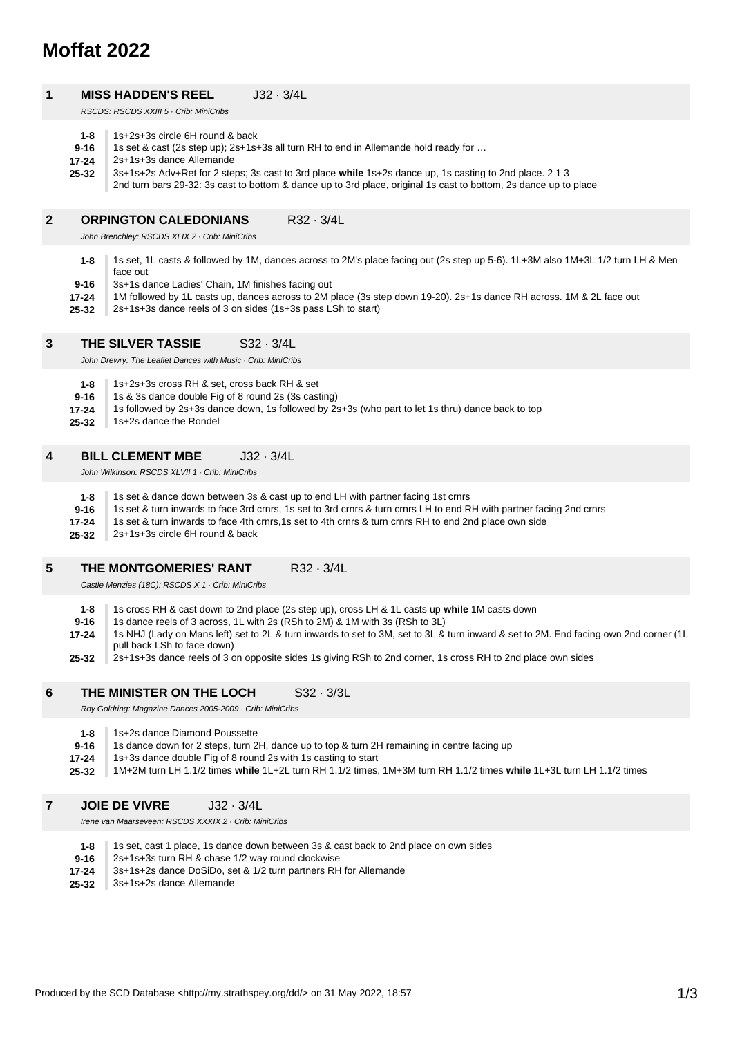# Moffat 2022

## 1 MISS HADDEN'S REEL J32 · 3/4L

*RSCDS: RSCDS XXIII 5 · Crib: MiniCribs*

- **1-8** 1s+2s+3s circle 6H round & back
- **9-16** 1s set & cast (2s step up); 2s+1s+3s all turn RH to end in Allemande hold ready for …
- **17-24** 2s+1s+3s dance Allemande
- **25-32** 3s+1s+2s Adv+Ret for 2 steps; 3s cast to 3rd place **while** 1s+2s dance up, 1s casting to 2nd place. 2 1 3
  2nd turn bars 29-32: 3s cast to bottom & dance up to 3rd place, original 1s cast to bottom, 2s dance up to place

## 2 ORPINGTON CALEDONIANS R32 · 3/4L

*John Brenchley: RSCDS XLIX 2 · Crib: MiniCribs*

- **1-8** 1s set, 1L casts & followed by 1M, dances across to 2M's place facing out (2s step up 5-6). 1L+3M also 1M+3L 1/2 turn LH & Men face out
- **9-16** 3s+1s dance Ladies' Chain, 1M finishes facing out
- **17-24** 1M followed by 1L casts up, dances across to 2M place (3s step down 19-20). 2s+1s dance RH across. 1M & 2L face out
- **25-32** 2s+1s+3s dance reels of 3 on sides (1s+3s pass LSh to start)

## 3 THE SILVER TASSIE S32 · 3/4L

*John Drewry: The Leaflet Dances with Music · Crib: MiniCribs*

- **1-8** 1s+2s+3s cross RH & set, cross back RH & set
- **9-16** 1s & 3s dance double Fig of 8 round 2s (3s casting)
- **17-24** 1s followed by 2s+3s dance down, 1s followed by 2s+3s (who part to let 1s thru) dance back to top
- **25-32** 1s+2s dance the Rondel

## 4 BILL CLEMENT MBE J32 · 3/4L

*John Wilkinson: RSCDS XLVII 1 · Crib: MiniCribs*

- **1-8** 1s set & dance down between 3s & cast up to end LH with partner facing 1st crnrs
- **9-16** 1s set & turn inwards to face 3rd crnrs, 1s set to 3rd crnrs & turn crnrs LH to end RH with partner facing 2nd crnrs
- **17-24** 1s set & turn inwards to face 4th crnrs,1s set to 4th crnrs & turn crnrs RH to end 2nd place own side
- **25-32** 2s+1s+3s circle 6H round & back

## 5 THE MONTGOMERIES' RANT R32 · 3/4L

*Castle Menzies (18C): RSCDS X 1 · Crib: MiniCribs*

- **1-8** 1s cross RH & cast down to 2nd place (2s step up), cross LH & 1L casts up **while** 1M casts down
- **9-16** 1s dance reels of 3 across, 1L with 2s (RSh to 2M) & 1M with 3s (RSh to 3L)
- **17-24** 1s NHJ (Lady on Mans left) set to 2L & turn inwards to set to 3M, set to 3L & turn inward & set to 2M. End facing own 2nd corner (1L pull back LSh to face down)
- **25-32** 2s+1s+3s dance reels of 3 on opposite sides 1s giving RSh to 2nd corner, 1s cross RH to 2nd place own sides

## 6 THE MINISTER ON THE LOCH S32 · 3/3L

*Roy Goldring: Magazine Dances 2005-2009 · Crib: MiniCribs*

- **1-8** 1s+2s dance Diamond Poussette
- **9-16** 1s dance down for 2 steps, turn 2H, dance up to top & turn 2H remaining in centre facing up
- **17-24** 1s+3s dance double Fig of 8 round 2s with 1s casting to start
- **25-32** 1M+2M turn LH 1.1/2 times **while** 1L+2L turn RH 1.1/2 times, 1M+3M turn RH 1.1/2 times **while** 1L+3L turn LH 1.1/2 times

## 7 JOIE DE VIVRE J32 · 3/4L

*Irene van Maarseveen: RSCDS XXXIX 2 · Crib: MiniCribs*

- **1-8** 1s set, cast 1 place, 1s dance down between 3s & cast back to 2nd place on own sides
- **9-16** 2s+1s+3s turn RH & chase 1/2 way round clockwise
- **17-24** 3s+1s+2s dance DoSiDo, set & 1/2 turn partners RH for Allemande
- **25-32** 3s+1s+2s dance Allemande

Produced by the SCD Database <http://my.strathspey.org/dd/> on 31 May 2022, 18:57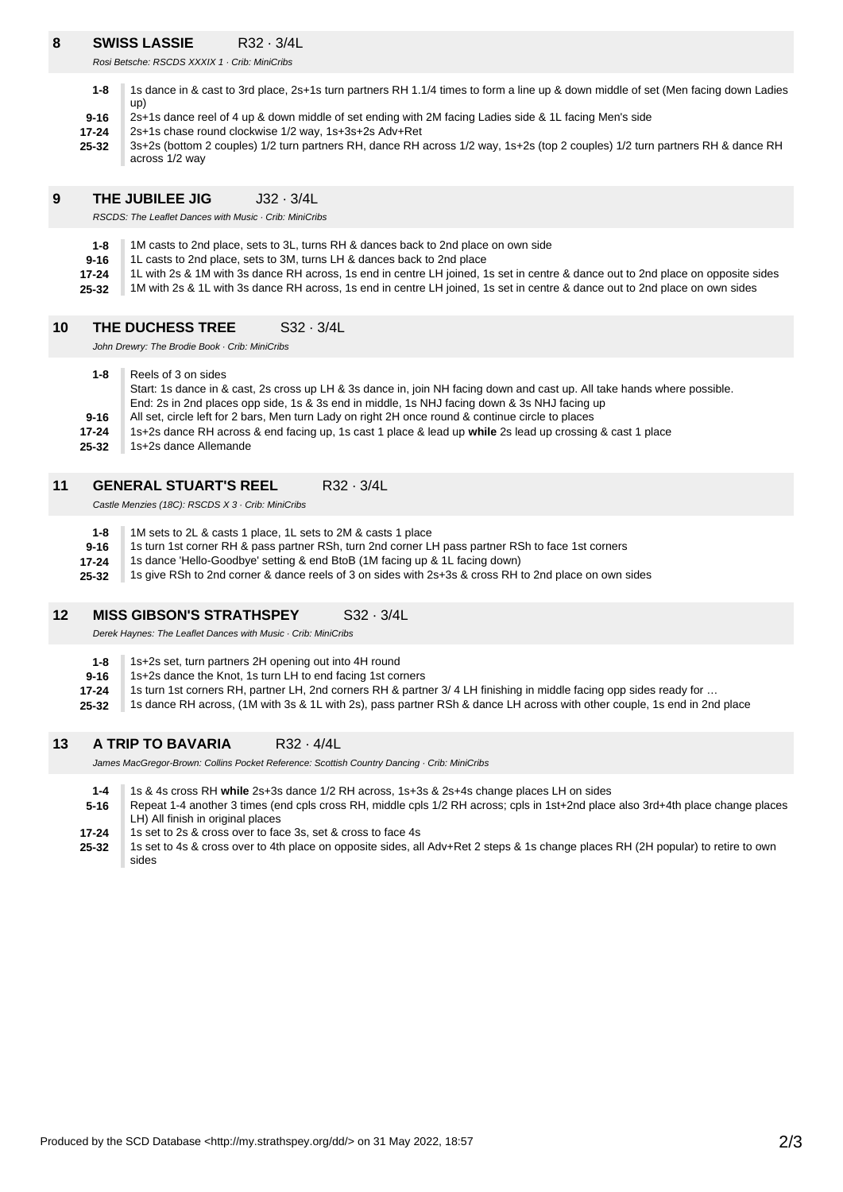## 8 SWISS LASSIE R32 · 3/4L

*Rosi Betsche: RSCDS XXXIX 1 · Crib: MiniCribs*

| | |
|---|---|
| 1-8 | 1s dance in & cast to 3rd place, 2s+1s turn partners RH 1.1/4 times to form a line up & down middle of set (Men facing down Ladies up) |
| 9-16 | 2s+1s dance reel of 4 up & down middle of set ending with 2M facing Ladies side & 1L facing Men's side |
| 17-24 | 2s+1s chase round clockwise 1/2 way, 1s+3s+2s Adv+Ret |
| 25-32 | 3s+2s (bottom 2 couples) 1/2 turn partners RH, dance RH across 1/2 way, 1s+2s (top 2 couples) 1/2 turn partners RH & dance RH across 1/2 way |

## 9 THE JUBILEE JIG J32 · 3/4L

*RSCDS: The Leaflet Dances with Music · Crib: MiniCribs*

| | |
|---|---|
| 1-8 | 1M casts to 2nd place, sets to 3L, turns RH & dances back to 2nd place on own side |
| 9-16 | 1L casts to 2nd place, sets to 3M, turns LH & dances back to 2nd place |
| 17-24 | 1L with 2s & 1M with 3s dance RH across, 1s end in centre LH joined, 1s set in centre & dance out to 2nd place on opposite sides |
| 25-32 | 1M with 2s & 1L with 3s dance RH across, 1s end in centre LH joined, 1s set in centre & dance out to 2nd place on own sides |

## 10 THE DUCHESS TREE S32 · 3/4L

*John Drewry: The Brodie Book · Crib: MiniCribs*

| | |
|---|---|
| 1-8 | Reels of 3 on sides<br>Start: 1s dance in & cast, 2s cross up LH & 3s dance in, join NH facing down and cast up. All take hands where possible.<br>End: 2s in 2nd places opp side, 1s & 3s end in middle, 1s NHJ facing down & 3s NHJ facing up |
| 9-16 | All set, circle left for 2 bars, Men turn Lady on right 2H once round & continue circle to places |
| 17-24 | 1s+2s dance RH across & end facing up, 1s cast 1 place & lead up **while** 2s lead up crossing & cast 1 place |
| 25-32 | 1s+2s dance Allemande |

## 11 GENERAL STUART'S REEL R32 · 3/4L

*Castle Menzies (18C): RSCDS X 3 · Crib: MiniCribs*

| | |
|---|---|
| 1-8 | 1M sets to 2L & casts 1 place, 1L sets to 2M & casts 1 place |
| 9-16 | 1s turn 1st corner RH & pass partner RSh, turn 2nd corner LH pass partner RSh to face 1st corners |
| 17-24 | 1s dance 'Hello-Goodbye' setting & end BtoB (1M facing up & 1L facing down) |
| 25-32 | 1s give RSh to 2nd corner & dance reels of 3 on sides with 2s+3s & cross RH to 2nd place on own sides |

## 12 MISS GIBSON'S STRATHSPEY S32 · 3/4L

*Derek Haynes: The Leaflet Dances with Music · Crib: MiniCribs*

| | |
|---|---|
| 1-8 | 1s+2s set, turn partners 2H opening out into 4H round |
| 9-16 | 1s+2s dance the Knot, 1s turn LH to end facing 1st corners |
| 17-24 | 1s turn 1st corners RH, partner LH, 2nd corners RH & partner 3/ 4 LH finishing in middle facing opp sides ready for … |
| 25-32 | 1s dance RH across, (1M with 3s & 1L with 2s), pass partner RSh & dance LH across with other couple, 1s end in 2nd place |

## 13 A TRIP TO BAVARIA R32 · 4/4L

*James MacGregor-Brown: Collins Pocket Reference: Scottish Country Dancing · Crib: MiniCribs*

| | |
|---|---|
| 1-4 | 1s & 4s cross RH **while** 2s+3s dance 1/2 RH across, 1s+3s & 2s+4s change places LH on sides |
| 5-16 | Repeat 1-4 another 3 times (end cpls cross RH, middle cpls 1/2 RH across; cpls in 1st+2nd place also 3rd+4th place change places LH) All finish in original places |
| 17-24 | 1s set to 2s & cross over to face 3s, set & cross to face 4s |
| 25-32 | 1s set to 4s & cross over to 4th place on opposite sides, all Adv+Ret 2 steps & 1s change places RH (2H popular) to retire to own sides |

Produced by the SCD Database <http://my.strathspey.org/dd/> on 31 May 2022, 18:57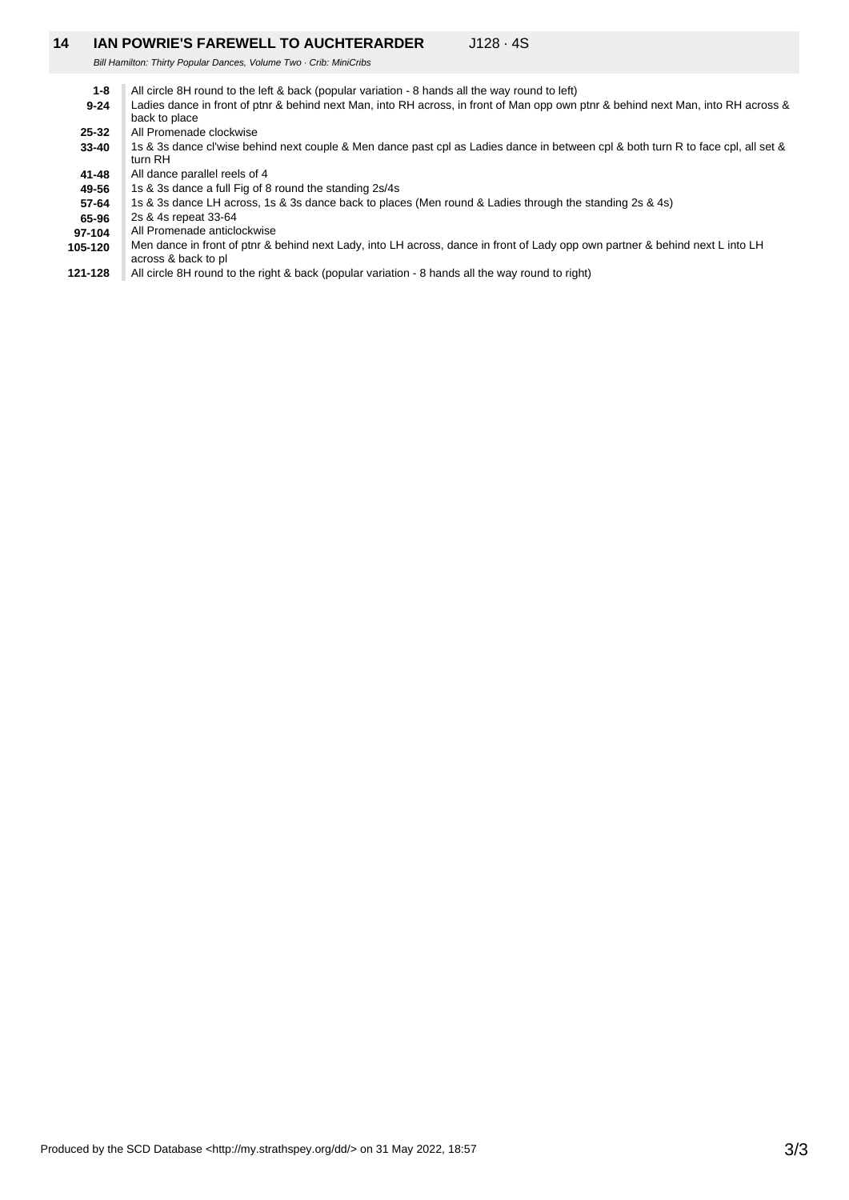## 14 IAN POWRIE'S FAREWELL TO AUCHTERARDER J128 · 4S

*Bill Hamilton: Thirty Popular Dances, Volume Two · Crib: MiniCribs*

| | |
|---|---|
| **1-8** | All circle 8H round to the left & back (popular variation - 8 hands all the way round to left) |
| **9-24** | Ladies dance in front of ptnr & behind next Man, into RH across, in front of Man opp own ptnr & behind next Man, into RH across & back to place |
| **25-32** | All Promenade clockwise |
| **33-40** | 1s & 3s dance cl'wise behind next couple & Men dance past cpl as Ladies dance in between cpl & both turn R to face cpl, all set & turn RH |
| **41-48** | All dance parallel reels of 4 |
| **49-56** | 1s & 3s dance a full Fig of 8 round the standing 2s/4s |
| **57-64** | 1s & 3s dance LH across, 1s & 3s dance back to places (Men round & Ladies through the standing 2s & 4s) |
| **65-96** | 2s & 4s repeat 33-64 |
| **97-104** | All Promenade anticlockwise |
| **105-120** | Men dance in front of ptnr & behind next Lady, into LH across, dance in front of Lady opp own partner & behind next L into LH across & back to pl |
| **121-128** | All circle 8H round to the right & back (popular variation - 8 hands all the way round to right) |

Produced by the SCD Database <http://my.strathspey.org/dd/> on 31 May 2022, 18:57